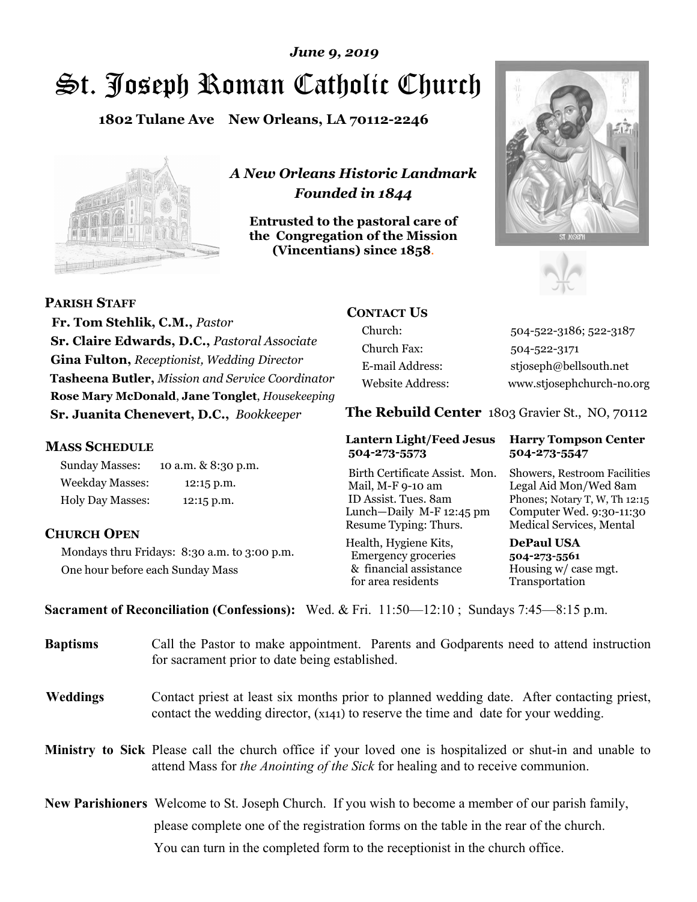*June 9, 2019*

# St. Joseph Roman Catholic Church

**1802 Tulane Ave New Orleans, LA 70112-2246**

*A New Orleans Historic Landmark*
*Founded in 1844*

**Entrusted to the pastoral care of the Congregation of the Mission (Vincentians) since 1858.**

## PARISH STAFF

**Fr. Tom Stehlik, C.M.,** *Pastor*
**Sr. Claire Edwards, D.C.,** *Pastoral Associate*
**Gina Fulton,** *Receptionist, Wedding Director*
**Tasheena Butler,** *Mission and Service Coordinator*
**Rose Mary McDonald**, **Jane Tonglet**, *Housekeeping*
**Sr. Juanita Chenevert, D.C.,** *Bookkeeper*

## MASS SCHEDULE

| | |
|---|---|
| Sunday Masses: | 10 a.m. & 8:30 p.m. |
| Weekday Masses: | 12:15 p.m. |
| Holy Day Masses: | 12:15 p.m. |

## CHURCH OPEN

Mondays thru Fridays: 8:30 a.m. to 3:00 p.m.
One hour before each Sunday Mass

## CONTACT US

| | |
|---|---|
| Church: | 504-522-3186; 522-3187 |
| Church Fax: | 504-522-3171 |
| E-mail Address: | stjoseph@bellsouth.net |
| Website Address: | www.stjosephchurch-no.org |

## The Rebuild Center 1803 Gravier St., NO, 70112

**Lantern Light/Feed Jesus 504-273-5573**

Birth Certificate Assist. Mon.
Mail, M-F 9-10 am
ID Assist. Tues. 8am
Lunch—Daily M-F 12:45 pm
Resume Typing: Thurs.
Health, Hygiene Kits, Emergency groceries & financial assistance for area residents

**Harry Tompson Center 504-273-5547**

Showers, Restroom Facilities
Legal Aid Mon/Wed 8am
Phones; Notary T, W, Th 12:15
Computer Wed. 9:30-11:30
Medical Services, Mental

**DePaul USA 504-273-5561**

Housing w/ case mgt.
Transportation

**Sacrament of Reconciliation (Confessions):** Wed. & Fri. 11:50—12:10 ; Sundays 7:45—8:15 p.m.

**Baptisms** Call the Pastor to make appointment. Parents and Godparents need to attend instruction for sacrament prior to date being established.

**Weddings** Contact priest at least six months prior to planned wedding date. After contacting priest, contact the wedding director, (x141) to reserve the time and date for your wedding.

**Ministry to Sick** Please call the church office if your loved one is hospitalized or shut-in and unable to attend Mass for *the Anointing of the Sick* for healing and to receive communion.

**New Parishioners** Welcome to St. Joseph Church. If you wish to become a member of our parish family, please complete one of the registration forms on the table in the rear of the church. You can turn in the completed form to the receptionist in the church office.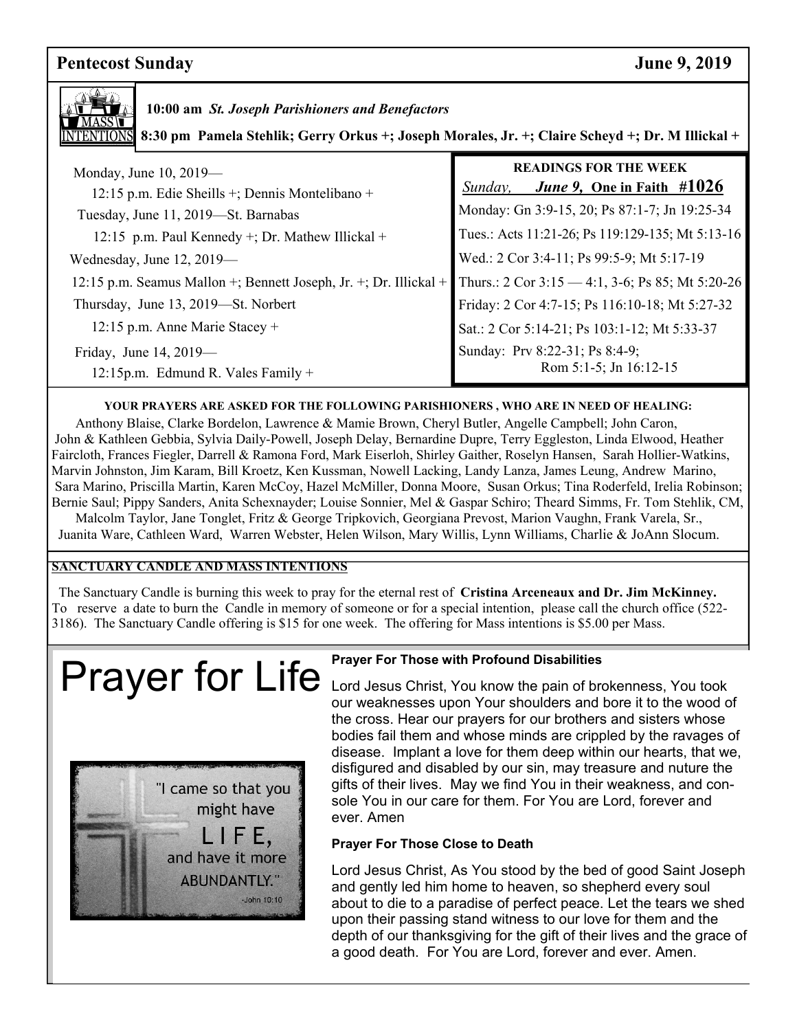**Pentecost Sunday** **June 9, 2019**

## MASS INTENTIONS

**10:00 am** ***St. Joseph Parishioners and Benefactors***

**8:30 pm Pamela Stehlik; Gerry Orkus +; Joseph Morales, Jr. +; Claire Scheyd +; Dr. M Illickal +**

Monday, June 10, 2019—
12:15 p.m. Edie Sheills +; Dennis Montelibano +

Tuesday, June 11, 2019—St. Barnabas
12:15 p.m. Paul Kennedy +; Dr. Mathew Illickal +

Wednesday, June 12, 2019—
12:15 p.m. Seamus Mallon +; Bennett Joseph, Jr. +; Dr. Illickal +

Thursday, June 13, 2019—St. Norbert
12:15 p.m. Anne Marie Stacey +

Friday, June 14, 2019—
12:15p.m. Edmund R. Vales Family +

### READINGS FOR THE WEEK

*Sunday,* ***June 9,*** **One in Faith #1026**

Monday: Gn 3:9-15, 20; Ps 87:1-7; Jn 19:25-34

Tues.: Acts 11:21-26; Ps 119:129-135; Mt 5:13-16

Wed.: 2 Cor 3:4-11; Ps 99:5-9; Mt 5:17-19

Thurs.: 2 Cor 3:15 — 4:1, 3-6; Ps 85; Mt 5:20-26

Friday: 2 Cor 4:7-15; Ps 116:10-18; Mt 5:27-32

Sat.: 2 Cor 5:14-21; Ps 103:1-12; Mt 5:33-37

Sunday: Prv 8:22-31; Ps 8:4-9; Rom 5:1-5; Jn 16:12-15

**YOUR PRAYERS ARE ASKED FOR THE FOLLOWING PARISHIONERS , WHO ARE IN NEED OF HEALING:**

Anthony Blaise, Clarke Bordelon, Lawrence & Mamie Brown, Cheryl Butler, Angelle Campbell; John Caron, John & Kathleen Gebbia, Sylvia Daily-Powell, Joseph Delay, Bernardine Dupre, Terry Eggleston, Linda Elwood, Heather Faircloth, Frances Fiegler, Darrell & Ramona Ford, Mark Eiserloh, Shirley Gaither, Roselyn Hansen, Sarah Hollier-Watkins, Marvin Johnston, Jim Karam, Bill Kroetz, Ken Kussman, Nowell Lacking, Landy Lanza, James Leung, Andrew Marino, Sara Marino, Priscilla Martin, Karen McCoy, Hazel McMiller, Donna Moore, Susan Orkus; Tina Roderfeld, Irelia Robinson; Bernie Saul; Pippy Sanders, Anita Schexnayder; Louise Sonnier, Mel & Gaspar Schiro; Theard Simms, Fr. Tom Stehlik, CM, Malcolm Taylor, Jane Tonglet, Fritz & George Tripkovich, Georgiana Prevost, Marion Vaughn, Frank Varela, Sr., Juanita Ware, Cathleen Ward, Warren Webster, Helen Wilson, Mary Willis, Lynn Williams, Charlie & JoAnn Slocum.

**SANCTUARY CANDLE AND MASS INTENTIONS**

The Sanctuary Candle is burning this week to pray for the eternal rest of **Cristina Arceneaux and Dr. Jim McKinney.** To reserve a date to burn the Candle in memory of someone or for a special intention, please call the church office (522-3186). The Sanctuary Candle offering is $15 for one week. The offering for Mass intentions is $5.00 per Mass.

# Prayer for Life

"I came so that you might have LIFE, and have it more ABUNDANTLY." -John 10:10

**Prayer For Those with Profound Disabilities**

Lord Jesus Christ, You know the pain of brokenness, You took our weaknesses upon Your shoulders and bore it to the wood of the cross. Hear our prayers for our brothers and sisters whose bodies fail them and whose minds are crippled by the ravages of disease. Implant a love for them deep within our hearts, that we, disfigured and disabled by our sin, may treasure and nuture the gifts of their lives. May we find You in their weakness, and console You in our care for them. For You are Lord, forever and ever. Amen

**Prayer For Those Close to Death**

Lord Jesus Christ, As You stood by the bed of good Saint Joseph and gently led him home to heaven, so shepherd every soul about to die to a paradise of perfect peace. Let the tears we shed upon their passing stand witness to our love for them and the depth of our thanksgiving for the gift of their lives and the grace of a good death. For You are Lord, forever and ever. Amen.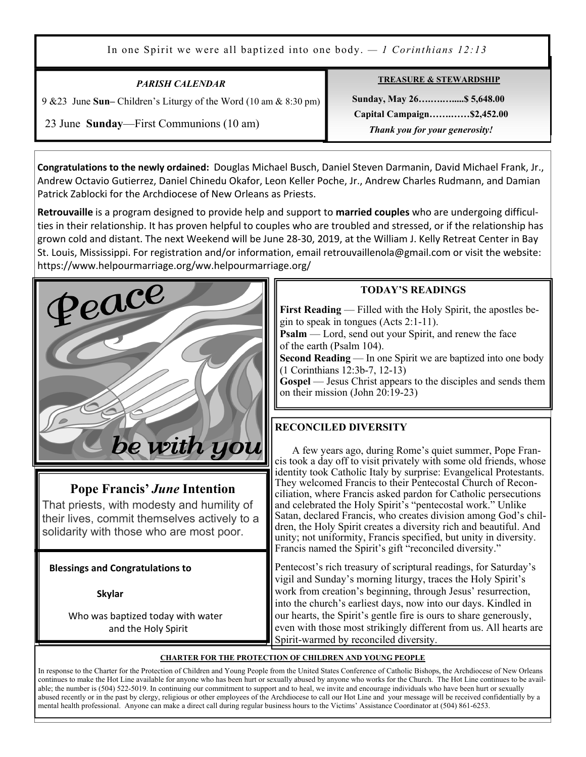In one Spirit we were all baptized into one body. — *1 Corinthians 12:13*

### *PARISH CALENDAR*

9 &23 June **Sun**– Children's Liturgy of the Word (10 am & 8:30 pm)

23 June **Sunday**—First Communions (10 am)

### TREASURE & STEWARDSHIP

**Sunday, May 26…….…….....$ 5,648.00**

**Capital Campaign……..……$2,452.00**

***Thank you for your generosity!***

**Congratulations to the newly ordained:** Douglas Michael Busch, Daniel Steven Darmanin, David Michael Frank, Jr., Andrew Octavio Gutierrez, Daniel Chinedu Okafor, Leon Keller Poche, Jr., Andrew Charles Rudmann, and Damian Patrick Zablocki for the Archdiocese of New Orleans as Priests.

**Retrouvaille** is a program designed to provide help and support to **married couples** who are undergoing difficulties in their relationship. It has proven helpful to couples who are troubled and stressed, or if the relationship has grown cold and distant. The next Weekend will be June 28-30, 2019, at the William J. Kelly Retreat Center in Bay St. Louis, Mississippi. For registration and/or information, email retrouvaillenola@gmail.com or visit the website: https://www.helpourmarriage.org/ww.helpourmarriage.org/

Peace be with you

## Pope Francis' *June* Intention

That priests, with modesty and humility of their lives, commit themselves actively to a solidarity with those who are most poor.

**Blessings and Congratulations to**

**Skylar**

Who was baptized today with water and the Holy Spirit

### TODAY'S READINGS

**First Reading** — Filled with the Holy Spirit, the apostles begin to speak in tongues (Acts 2:1-11).
**Psalm** — Lord, send out your Spirit, and renew the face of the earth (Psalm 104).
**Second Reading** — In one Spirit we are baptized into one body (1 Corinthians 12:3b-7, 12-13)
**Gospel** — Jesus Christ appears to the disciples and sends them on their mission (John 20:19-23)

### RECONCILED DIVERSITY

A few years ago, during Rome's quiet summer, Pope Francis took a day off to visit privately with some old friends, whose identity took Catholic Italy by surprise: Evangelical Protestants. They welcomed Francis to their Pentecostal Church of Reconciliation, where Francis asked pardon for Catholic persecutions and celebrated the Holy Spirit's "pentecostal work." Unlike Satan, declared Francis, who creates division among God's children, the Holy Spirit creates a diversity rich and beautiful. And unity; not uniformity, Francis specified, but unity in diversity. Francis named the Spirit's gift "reconciled diversity."

Pentecost's rich treasury of scriptural readings, for Saturday's vigil and Sunday's morning liturgy, traces the Holy Spirit's work from creation's beginning, through Jesus' resurrection, into the church's earliest days, now into our days. Kindled in our hearts, the Spirit's gentle fire is ours to share generously, even with those most strikingly different from us. All hearts are Spirit-warmed by reconciled diversity.

### CHARTER FOR THE PROTECTION OF CHILDREN AND YOUNG PEOPLE

In response to the Charter for the Protection of Children and Young People from the United States Conference of Catholic Bishops, the Archdiocese of New Orleans continues to make the Hot Line available for anyone who has been hurt or sexually abused by anyone who works for the Church. The Hot Line continues to be available; the number is (504) 522-5019. In continuing our commitment to support and to heal, we invite and encourage individuals who have been hurt or sexually abused recently or in the past by clergy, religious or other employees of the Archdiocese to call our Hot Line and your message will be received confidentially by a mental health professional. Anyone can make a direct call during regular business hours to the Victims' Assistance Coordinator at (504) 861-6253.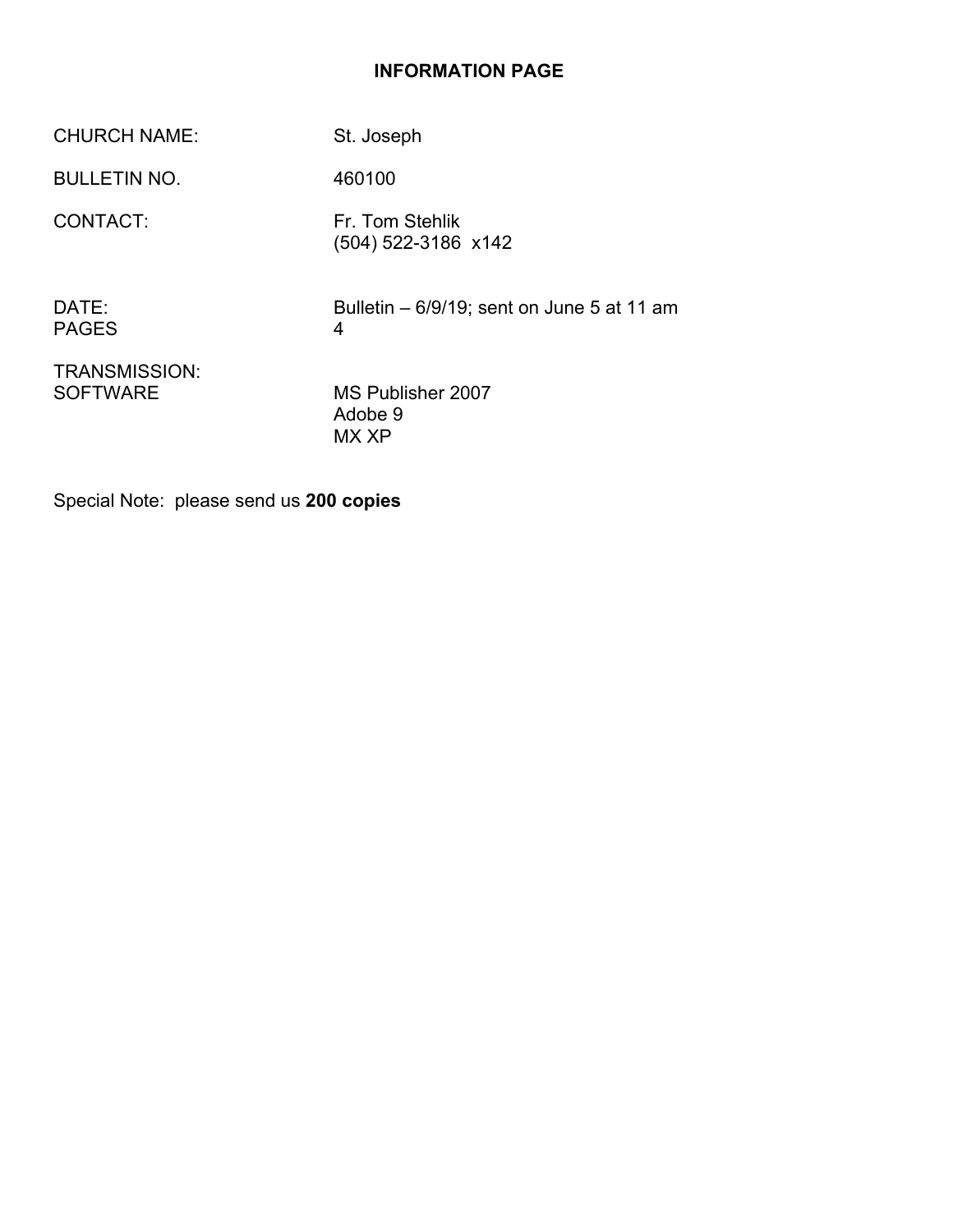# INFORMATION PAGE

| | |
|---|---|
| CHURCH NAME: | St. Joseph |
| BULLETIN NO. | 460100 |
| CONTACT: | Fr. Tom Stehlik<br>(504) 522-3186 x142 |
| DATE:<br>PAGES | Bulletin – 6/9/19; sent on June 5 at 11 am<br>4 |
| TRANSMISSION:<br>SOFTWARE | MS Publisher 2007<br>Adobe 9<br>MX XP |

Special Note: please send us **200 copies**